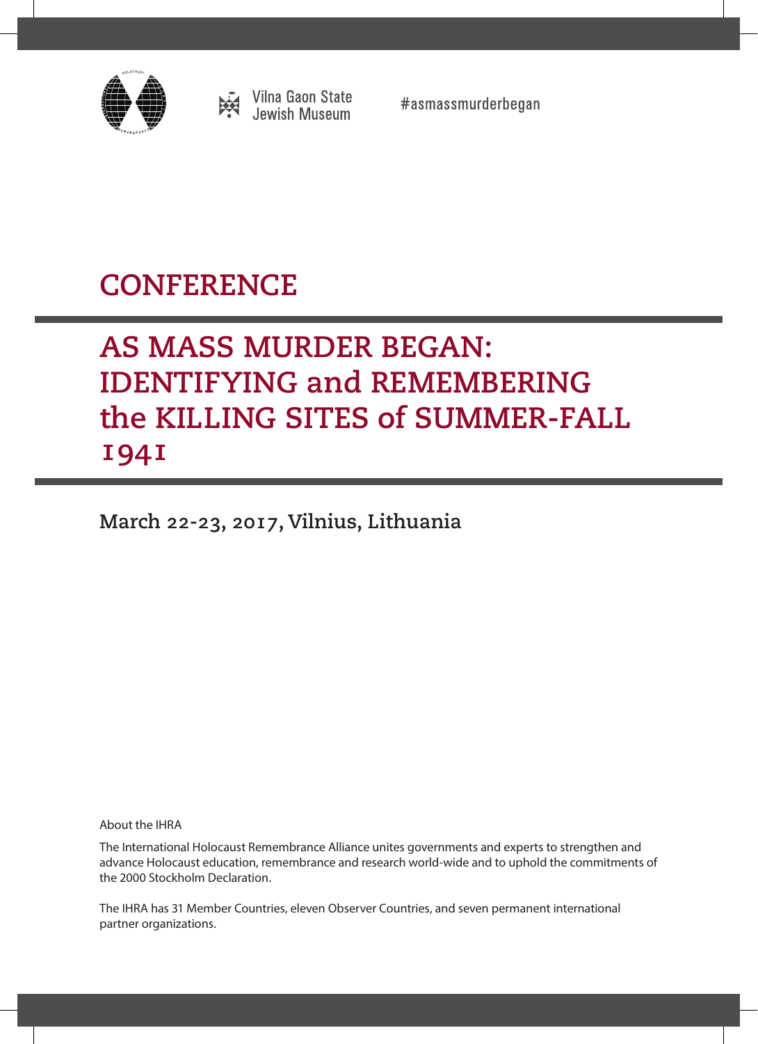Vilna Gaon State Jewish Museum

#asmassmurderbegan

# CONFERENCE

# AS MASS MURDER BEGAN: IDENTIFYING and REMEMBERING the KILLING SITES of SUMMER-FALL 1941

**March 22-23, 2017, Vilnius, Lithuania**

About the IHRA

The International Holocaust Remembrance Alliance unites governments and experts to strengthen and advance Holocaust education, remembrance and research world-wide and to uphold the commitments of the 2000 Stockholm Declaration.

The IHRA has 31 Member Countries, eleven Observer Countries, and seven permanent international partner organizations.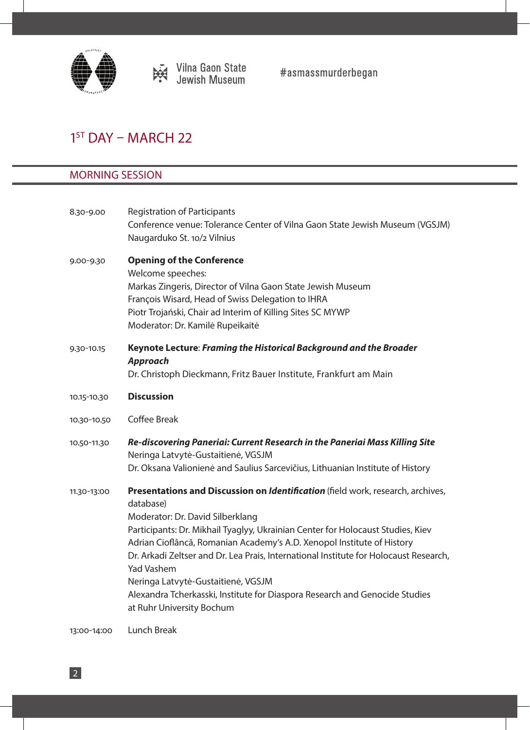Vilna Gaon State Jewish Museum

#asmassmurderbegan

# 1[ST] DAY – MARCH 22

## MORNING SESSION

8.30-9.00 — Registration of Participants
Conference venue: Tolerance Center of Vilna Gaon State Jewish Museum (VGSJM)
Naugarduko St. 10/2 Vilnius

9.00-9.30 — **Opening of the Conference**
Welcome speeches:
Markas Zingeris, Director of Vilna Gaon State Jewish Museum
François Wisard, Head of Swiss Delegation to IHRA
Piotr Trojański, Chair ad Interim of Killing Sites SC MYWP
Moderator: Dr. Kamilė Rupeikaitė

9.30-10.15 — **Keynote Lecture**: ***Framing the Historical Background and the Broader Approach***
Dr. Christoph Dieckmann, Fritz Bauer Institute, Frankfurt am Main

10.15-10.30 — **Discussion**

10.30-10.50 — Coffee Break

10.50-11.30 — ***Re-discovering Paneriai: Current Research in the Paneriai Mass Killing Site***
Neringa Latvytė-Gustaitienė, VGSJM
Dr. Oksana Valionienė and Saulius Sarcevičius, Lithuanian Institute of History

11.30-13:00 — **Presentations and Discussion on *Identification*** (field work, research, archives, database)
Moderator: Dr. David Silberklang
Participants: Dr. Mikhail Tyaglyy, Ukrainian Center for Holocaust Studies, Kiev
Adrian Cioflâncă, Romanian Academy's A.D. Xenopol Institute of History
Dr. Arkadi Zeltser and Dr. Lea Prais, International Institute for Holocaust Research, Yad Vashem
Neringa Latvytė-Gustaitienė, VGSJM
Alexandra Tcherkasski, Institute for Diaspora Research and Genocide Studies at Ruhr University Bochum

13:00-14:00 — Lunch Break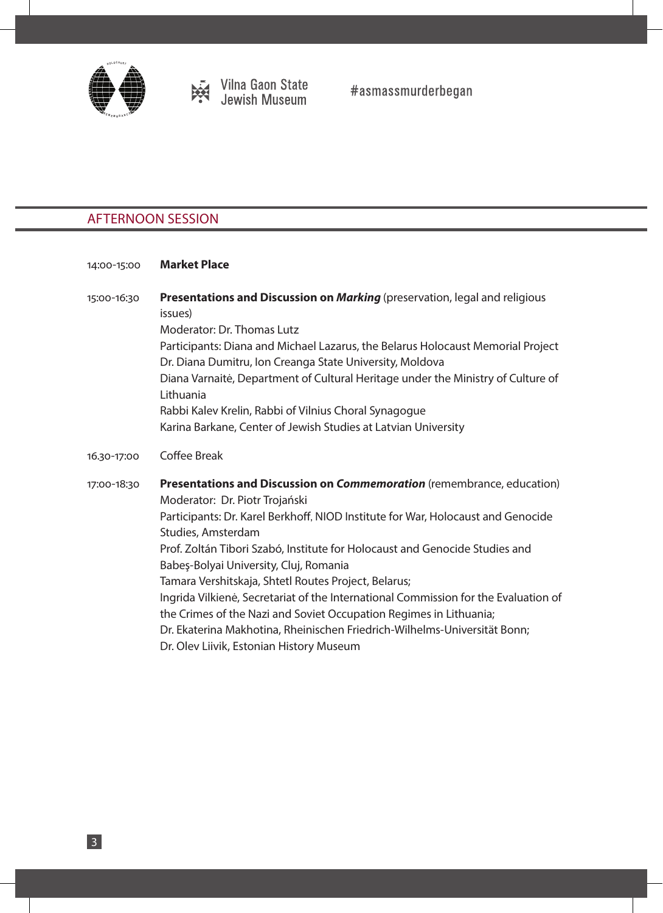Vilna Gaon State Jewish Museum

#asmassmurderbegan

## AFTERNOON SESSION

14:00-15:00 **Market Place**

15:00-16:30 **Presentations and Discussion on *Marking*** (preservation, legal and religious issues)
Moderator: Dr. Thomas Lutz
Participants: Diana and Michael Lazarus, the Belarus Holocaust Memorial Project
Dr. Diana Dumitru, Ion Creanga State University, Moldova
Diana Varnaitė, Department of Cultural Heritage under the Ministry of Culture of Lithuania
Rabbi Kalev Krelin, Rabbi of Vilnius Choral Synagogue
Karina Barkane, Center of Jewish Studies at Latvian University

16.30-17:00 Coffee Break

17:00-18:30 **Presentations and Discussion on *Commemoration*** (remembrance, education)
Moderator: Dr. Piotr Trojański
Participants: Dr. Karel Berkhoff, NIOD Institute for War, Holocaust and Genocide Studies, Amsterdam
Prof. Zoltán Tibori Szabó, Institute for Holocaust and Genocide Studies and Babeş-Bolyai University, Cluj, Romania
Tamara Vershitskaja, Shtetl Routes Project, Belarus;
Ingrida Vilkienė, Secretariat of the International Commission for the Evaluation of the Crimes of the Nazi and Soviet Occupation Regimes in Lithuania;
Dr. Ekaterina Makhotina, Rheinischen Friedrich-Wilhelms-Universität Bonn;
Dr. Olev Liivik, Estonian History Museum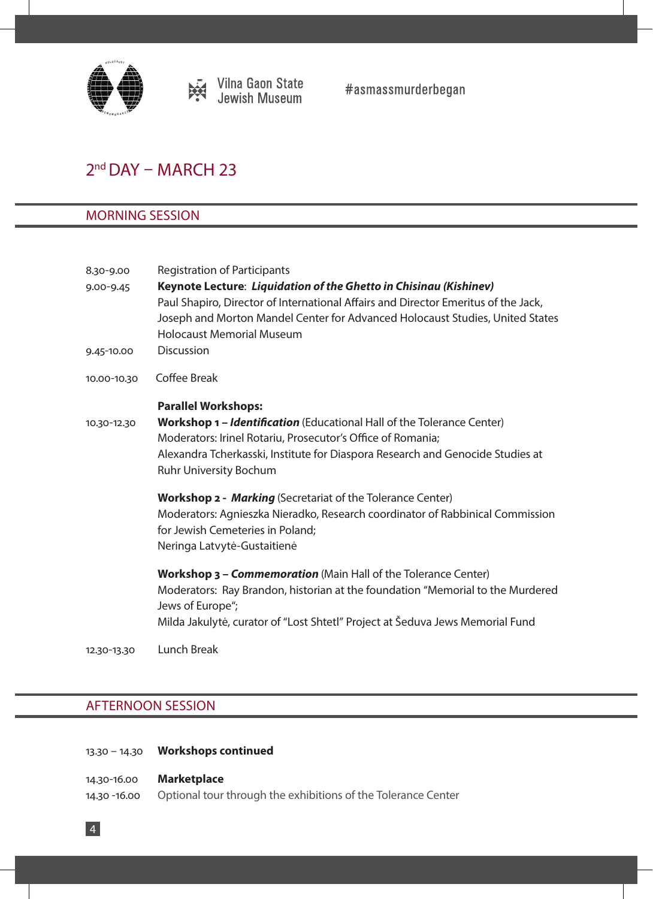Vilna Gaon State Jewish Museum

#asmassmurderbegan

## 2nd DAY – MARCH 23

### MORNING SESSION

| | |
|---|---|
| 8.30-9.00 | Registration of Participants |
| 9.00-9.45 | **Keynote Lecture**: ***Liquidation of the Ghetto in Chisinau (Kishinev)***<br>Paul Shapiro, Director of International Affairs and Director Emeritus of the Jack, Joseph and Morton Mandel Center for Advanced Holocaust Studies, United States Holocaust Memorial Museum |
| 9.45-10.00 | Discussion |
| 10.00-10.30 | Coffee Break |
| 10.30-12.30 | **Parallel Workshops:**<br>**Workshop 1 – *Identification*** (Educational Hall of the Tolerance Center)<br>Moderators: Irinel Rotariu, Prosecutor's Office of Romania;<br>Alexandra Tcherkasski, Institute for Diaspora Research and Genocide Studies at Ruhr University Bochum<br><br>**Workshop 2 - *Marking*** (Secretariat of the Tolerance Center)<br>Moderators: Agnieszka Nieradko, Research coordinator of Rabbinical Commission for Jewish Cemeteries in Poland;<br>Neringa Latvytė-Gustaitienė<br><br>**Workshop 3 – *Commemoration*** (Main Hall of the Tolerance Center)<br>Moderators: Ray Brandon, historian at the foundation "Memorial to the Murdered Jews of Europe";<br>Milda Jakulytė, curator of "Lost Shtetl" Project at Šeduva Jews Memorial Fund |
| 12.30-13.30 | Lunch Break |

### AFTERNOON SESSION

| | |
|---|---|
| 13.30 – 14.30 | **Workshops continued** |
| 14.30-16.00 | **Marketplace** |
| 14.30 -16.00 | Optional tour through the exhibitions of the Tolerance Center |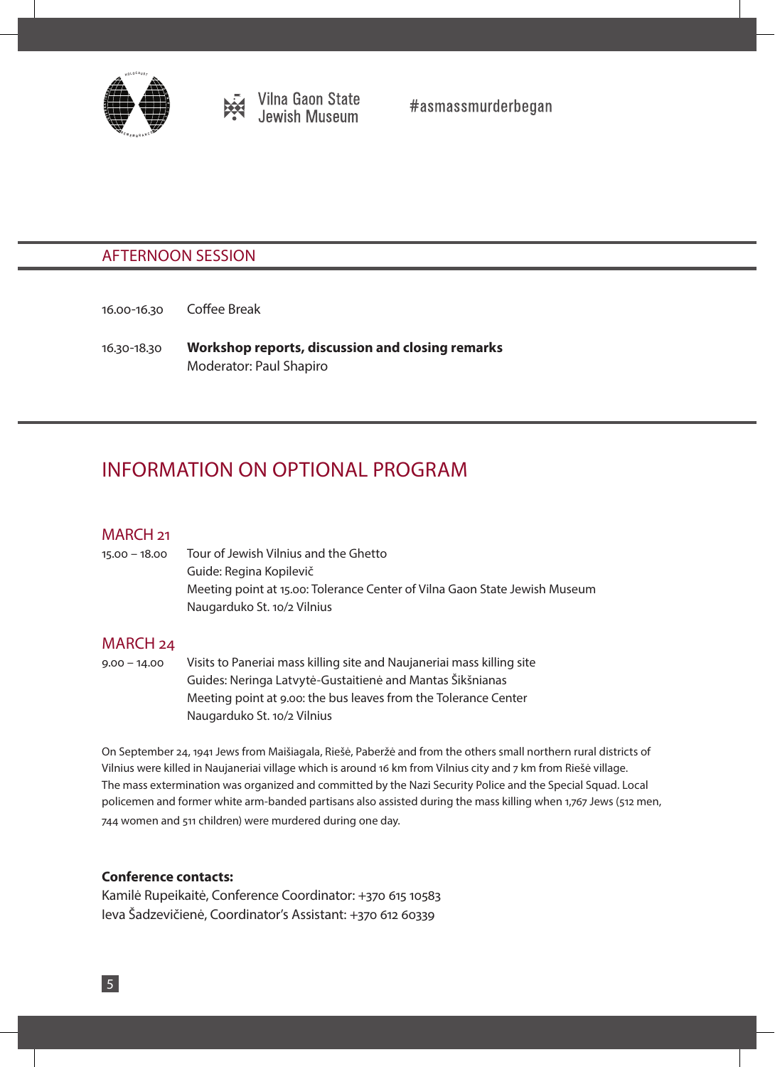Vilna Gaon State Jewish Museum

#asmassmurderbegan

## AFTERNOON SESSION

16.00-16.30 Coffee Break

16.30-18.30 **Workshop reports, discussion and closing remarks**
Moderator: Paul Shapiro

## INFORMATION ON OPTIONAL PROGRAM

### MARCH 21

15.00 – 18.00 Tour of Jewish Vilnius and the Ghetto
Guide: Regina Kopilevič
Meeting point at 15.00: Tolerance Center of Vilna Gaon State Jewish Museum
Naugarduko St. 10/2 Vilnius

### MARCH 24

9.00 – 14.00 Visits to Paneriai mass killing site and Naujaneriai mass killing site
Guides: Neringa Latvytė-Gustaitienė and Mantas Šikšnianas
Meeting point at 9.00: the bus leaves from the Tolerance Center
Naugarduko St. 10/2 Vilnius

On September 24, 1941 Jews from Maišiagala, Riešė, Paberžė and from the others small northern rural districts of Vilnius were killed in Naujaneriai village which is around 16 km from Vilnius city and 7 km from Riešė village. The mass extermination was organized and committed by the Nazi Security Police and the Special Squad. Local policemen and former white arm-banded partisans also assisted during the mass killing when 1,767 Jews (512 men, 744 women and 511 children) were murdered during one day.

**Conference contacts:**
Kamilė Rupeikaitė, Conference Coordinator: +370 615 10583
Ieva Šadzevičienė, Coordinator's Assistant: +370 612 60339